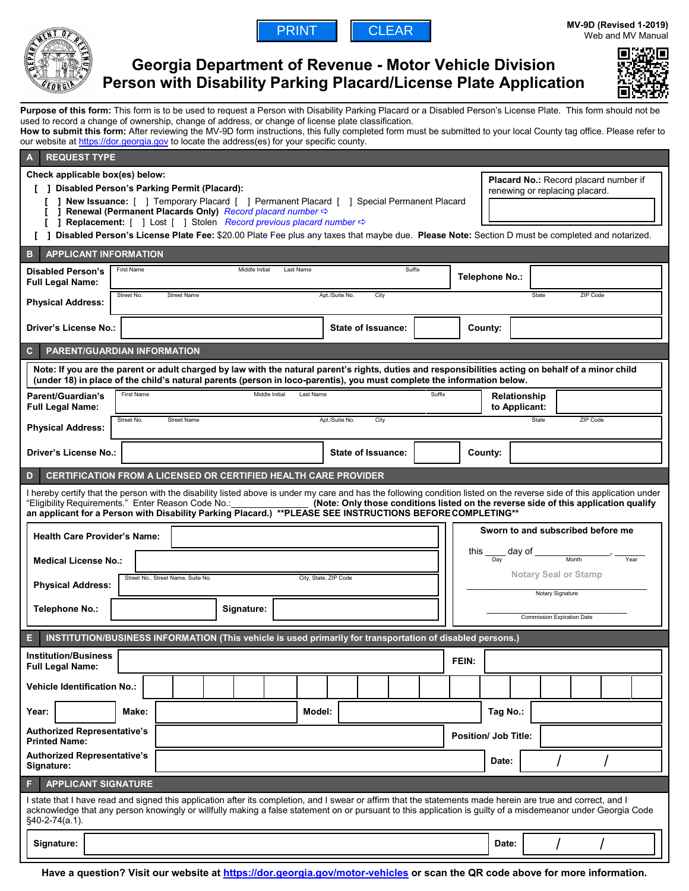PRINT | CLEAR

MV-9D (Revised 1-2019)
Web and MV Manual

# Georgia Department of Revenue - Motor Vehicle Division
# Person with Disability Parking Placard/License Plate Application

**Purpose of this form:** This form is to be used to request a Person with Disability Parking Placard or a Disabled Person's License Plate. This form should not be used to record a change of ownership, change of address, or change of license plate classification.
**How to submit this form:** After reviewing the MV-9D form instructions, this fully completed form must be submitted to your local County tag office. Please refer to our website at https://dor.georgia.gov to locate the address(es) for your specific county.

## A REQUEST TYPE

Check applicable box(es) below:

[ ] **Disabled Person's Parking Permit (Placard):**
- [ ] **New Issuance:** [ ] Temporary Placard [ ] Permanent Placard [ ] Special Permanent Placard
- [ ] **Renewal (Permanent Placards Only)** *Record placard number ⇨*
- [ ] **Replacement:** [ ] Lost [ ] Stolen *Record previous placard number ⇨*

**Placard No.:** Record placard number if renewing or replacing placard.

[ ] **Disabled Person's License Plate Fee:** $20.00 Plate Fee plus any taxes that maybe due. **Please Note:** Section D must be completed and notarized.

## B APPLICANT INFORMATION

| | | | |
|---|---|---|---|
| **Disabled Person's Full Legal Name:** | First Name / Middle Initial / Last Name / Suffix | **Telephone No.:** | |
| **Physical Address:** | Street No. / Street Name / Apt./Suite No. / City / State / ZIP Code | | |
| **Driver's License No.:** | | **State of Issuance:** | **County:** |

## C PARENT/GUARDIAN INFORMATION

**Note: If you are the parent or adult charged by law with the natural parent's rights, duties and responsibilities acting on behalf of a minor child (under 18) in place of the child's natural parents (person in loco-parentis), you must complete the information below.**

| | | | |
|---|---|---|---|
| **Parent/Guardian's Full Legal Name:** | First Name / Middle Initial / Last Name / Suffix | **Relationship to Applicant:** | |
| **Physical Address:** | Street No. / Street Name / Apt./Suite No. / City / State / ZIP Code | | |
| **Driver's License No.:** | | **State of Issuance:** | **County:** |

## D CERTIFICATION FROM A LICENSED OR CERTIFIED HEALTH CARE PROVIDER

I hereby certify that the person with the disability listed above is under my care and has the following condition listed on the reverse side of this application under "Eligibility Requirements." Enter Reason Code No.:_______________ **(Note: Only those conditions listed on the reverse side of this application qualify an applicant for a Person with Disability Parking Placard.) \*\*PLEASE SEE INSTRUCTIONS BEFORE COMPLETING\*\***

| | |
|---|---|
| **Health Care Provider's Name:** | |
| **Medical License No.:** | |
| **Physical Address:** | Street No., Street Name, Suite No. / City, State, ZIP Code |
| **Telephone No.:** | **Signature:** |

**Sworn to and subscribed before me**

this ____ day of ______________, ______
Day / Month / Year

Notary Seal or Stamp

______________________
Notary Signature

______________________
Commission Expiration Date

## E INSTITUTION/BUSINESS INFORMATION (This vehicle is used primarily for transportation of disabled persons.)

| | | | |
|---|---|---|---|
| **Institution/Business Full Legal Name:** | | **FEIN:** | |
| **Vehicle Identification No.:** | | | |
| **Year:** | **Make:** | **Model:** | **Tag No.:** |
| **Authorized Representative's Printed Name:** | | **Position/ Job Title:** | |
| **Authorized Representative's Signature:** | | **Date:** | / / |

## F APPLICANT SIGNATURE

I state that I have read and signed this application after its completion, and I swear or affirm that the statements made herein are true and correct, and I acknowledge that any person knowingly or willfully making a false statement on or pursuant to this application is guilty of a misdemeanor under Georgia Code §40-2-74(a.1).

| | | | |
|---|---|---|---|
| **Signature:** | | **Date:** | / / |

**Have a question? Visit our website at https://dor.georgia.gov/motor-vehicles or scan the QR code above for more information.**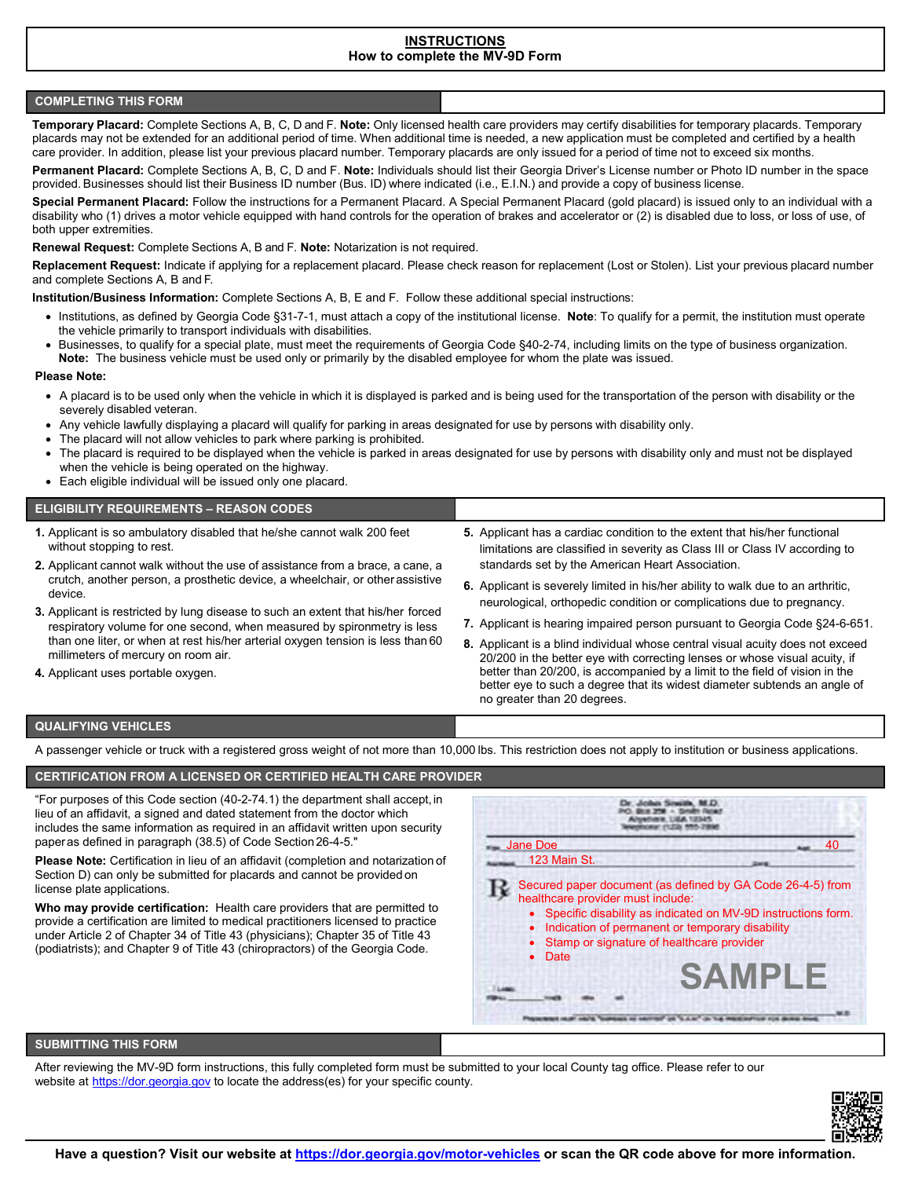# INSTRUCTIONS
## How to complete the MV-9D Form

## COMPLETING THIS FORM

**Temporary Placard:** Complete Sections A, B, C, D and F. **Note:** Only licensed health care providers may certify disabilities for temporary placards. Temporary placards may not be extended for an additional period of time. When additional time is needed, a new application must be completed and certified by a health care provider. In addition, please list your previous placard number. Temporary placards are only issued for a period of time not to exceed six months.

**Permanent Placard:** Complete Sections A, B, C, D and F. **Note:** Individuals should list their Georgia Driver's License number or Photo ID number in the space provided. Businesses should list their Business ID number (Bus. ID) where indicated (i.e., E.I.N.) and provide a copy of business license.

**Special Permanent Placard:** Follow the instructions for a Permanent Placard. A Special Permanent Placard (gold placard) is issued only to an individual with a disability who (1) drives a motor vehicle equipped with hand controls for the operation of brakes and accelerator or (2) is disabled due to loss, or loss of use, of both upper extremities.

**Renewal Request:** Complete Sections A, B and F. **Note:** Notarization is not required.

**Replacement Request:** Indicate if applying for a replacement placard. Please check reason for replacement (Lost or Stolen). List your previous placard number and complete Sections A, B and F.

**Institution/Business Information:** Complete Sections A, B, E and F. Follow these additional special instructions:

- Institutions, as defined by Georgia Code §31-7-1, must attach a copy of the institutional license. **Note**: To qualify for a permit, the institution must operate the vehicle primarily to transport individuals with disabilities.
- Businesses, to qualify for a special plate, must meet the requirements of Georgia Code §40-2-74, including limits on the type of business organization. **Note:** The business vehicle must be used only or primarily by the disabled employee for whom the plate was issued.

**Please Note:**

- A placard is to be used only when the vehicle in which it is displayed is parked and is being used for the transportation of the person with disability or the severely disabled veteran.
- Any vehicle lawfully displaying a placard will qualify for parking in areas designated for use by persons with disability only.
- The placard will not allow vehicles to park where parking is prohibited.
- The placard is required to be displayed when the vehicle is parked in areas designated for use by persons with disability only and must not be displayed when the vehicle is being operated on the highway.
- Each eligible individual will be issued only one placard.

## ELIGIBILITY REQUIREMENTS – REASON CODES

1. Applicant is so ambulatory disabled that he/she cannot walk 200 feet without stopping to rest.
2. Applicant cannot walk without the use of assistance from a brace, a cane, a crutch, another person, a prosthetic device, a wheelchair, or other assistive device.
3. Applicant is restricted by lung disease to such an extent that his/her forced respiratory volume for one second, when measured by spironmetry is less than one liter, or when at rest his/her arterial oxygen tension is less than 60 millimeters of mercury on room air.
4. Applicant uses portable oxygen.
5. Applicant has a cardiac condition to the extent that his/her functional limitations are classified in severity as Class III or Class IV according to standards set by the American Heart Association.
6. Applicant is severely limited in his/her ability to walk due to an arthritic, neurological, orthopedic condition or complications due to pregnancy.
7. Applicant is hearing impaired person pursuant to Georgia Code §24-6-651.
8. Applicant is a blind individual whose central visual acuity does not exceed 20/200 in the better eye with correcting lenses or whose visual acuity, if better than 20/200, is accompanied by a limit to the field of vision in the better eye to such a degree that its widest diameter subtends an angle of no greater than 20 degrees.

## QUALIFYING VEHICLES

A passenger vehicle or truck with a registered gross weight of not more than 10,000 lbs. This restriction does not apply to institution or business applications.

## CERTIFICATION FROM A LICENSED OR CERTIFIED HEALTH CARE PROVIDER

"For purposes of this Code section (40-2-74.1) the department shall accept, in lieu of an affidavit, a signed and dated statement from the doctor which includes the same information as required in an affidavit written upon security paper as defined in paragraph (38.5) of Code Section 26-4-5."

**Please Note:** Certification in lieu of an affidavit (completion and notarization of Section D) can only be submitted for placards and cannot be provided on license plate applications.

**Who may provide certification:** Health care providers that are permitted to provide a certification are limited to medical practitioners licensed to practice under Article 2 of Chapter 34 of Title 43 (physicians); Chapter 35 of Title 43 (podiatrists); and Chapter 9 of Title 43 (chiropractors) of the Georgia Code.

Dr. John Smith, M.D.

Jane Doe 40

123 Main St.

Secured paper document (as defined by GA Code 26-4-5) from healthcare provider must include:

- Specific disability as indicated on MV-9D instructions form.
- Indication of permanent or temporary disability
- Stamp or signature of healthcare provider
- Date

SAMPLE

## SUBMITTING THIS FORM

After reviewing the MV-9D form instructions, this fully completed form must be submitted to your local County tag office. Please refer to our website at https://dor.georgia.gov to locate the address(es) for your specific county.

**Have a question? Visit our website at https://dor.georgia.gov/motor-vehicles or scan the QR code above for more information.**